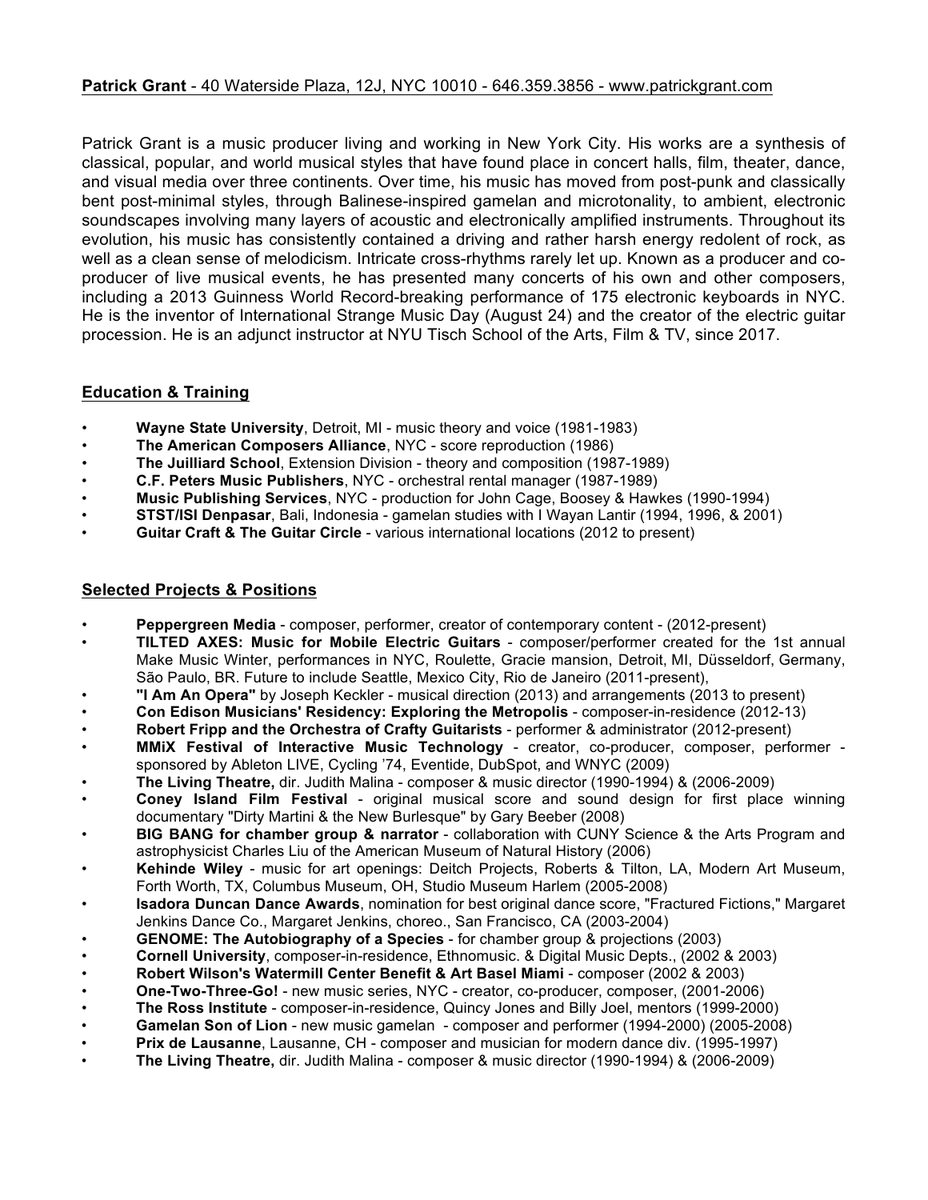**Patrick Grant** - 40 Waterside Plaza, 12J, NYC 10010 - 646.359.3856 - www.patrickgrant.com

Patrick Grant is a music producer living and working in New York City. His works are a synthesis of classical, popular, and world musical styles that have found place in concert halls, film, theater, dance, and visual media over three continents. Over time, his music has moved from post-punk and classically bent post-minimal styles, through Balinese-inspired gamelan and microtonality, to ambient, electronic soundscapes involving many layers of acoustic and electronically amplified instruments. Throughout its evolution, his music has consistently contained a driving and rather harsh energy redolent of rock, as well as a clean sense of melodicism. Intricate cross-rhythms rarely let up. Known as a producer and co-producer of live musical events, he has presented many concerts of his own and other composers, including a 2013 Guinness World Record-breaking performance of 175 electronic keyboards in NYC. He is the inventor of International Strange Music Day (August 24) and the creator of the electric guitar procession. He is an adjunct instructor at NYU Tisch School of the Arts, Film & TV, since 2017.

## Education & Training

- **Wayne State University**, Detroit, MI - music theory and voice (1981-1983)
- **The American Composers Alliance**, NYC - score reproduction (1986)
- **The Juilliard School**, Extension Division - theory and composition (1987-1989)
- **C.F. Peters Music Publishers**, NYC - orchestral rental manager (1987-1989)
- **Music Publishing Services**, NYC - production for John Cage, Boosey & Hawkes (1990-1994)
- **STST/ISI Denpasar**, Bali, Indonesia - gamelan studies with I Wayan Lantir (1994, 1996, & 2001)
- **Guitar Craft & The Guitar Circle** - various international locations (2012 to present)

## Selected Projects & Positions

- **Peppergreen Media** - composer, performer, creator of contemporary content - (2012-present)
- **TILTED AXES: Music for Mobile Electric Guitars** - composer/performer created for the 1st annual Make Music Winter, performances in NYC, Roulette, Gracie mansion, Detroit, MI, Düsseldorf, Germany, São Paulo, BR. Future to include Seattle, Mexico City, Rio de Janeiro (2011-present),
- **"I Am An Opera"** by Joseph Keckler - musical direction (2013) and arrangements (2013 to present)
- **Con Edison Musicians' Residency: Exploring the Metropolis** - composer-in-residence (2012-13)
- **Robert Fripp and the Orchestra of Crafty Guitarists** - performer & administrator (2012-present)
- **MMiX Festival of Interactive Music Technology** - creator, co-producer, composer, performer - sponsored by Ableton LIVE, Cycling '74, Eventide, DubSpot, and WNYC (2009)
- **The Living Theatre,** dir. Judith Malina - composer & music director (1990-1994) & (2006-2009)
- **Coney Island Film Festival** - original musical score and sound design for first place winning documentary "Dirty Martini & the New Burlesque" by Gary Beeber (2008)
- **BIG BANG for chamber group & narrator** - collaboration with CUNY Science & the Arts Program and astrophysicist Charles Liu of the American Museum of Natural History (2006)
- **Kehinde Wiley** - music for art openings: Deitch Projects, Roberts & Tilton, LA, Modern Art Museum, Forth Worth, TX, Columbus Museum, OH, Studio Museum Harlem (2005-2008)
- **Isadora Duncan Dance Awards**, nomination for best original dance score, "Fractured Fictions," Margaret Jenkins Dance Co., Margaret Jenkins, choreo., San Francisco, CA (2003-2004)
- **GENOME: The Autobiography of a Species** - for chamber group & projections (2003)
- **Cornell University**, composer-in-residence, Ethnomusic. & Digital Music Depts., (2002 & 2003)
- **Robert Wilson's Watermill Center Benefit & Art Basel Miami** - composer (2002 & 2003)
- **One-Two-Three-Go!** - new music series, NYC - creator, co-producer, composer, (2001-2006)
- **The Ross Institute** - composer-in-residence, Quincy Jones and Billy Joel, mentors (1999-2000)
- **Gamelan Son of Lion** - new music gamelan - composer and performer (1994-2000) (2005-2008)
- **Prix de Lausanne**, Lausanne, CH - composer and musician for modern dance div. (1995-1997)
- **The Living Theatre,** dir. Judith Malina - composer & music director (1990-1994) & (2006-2009)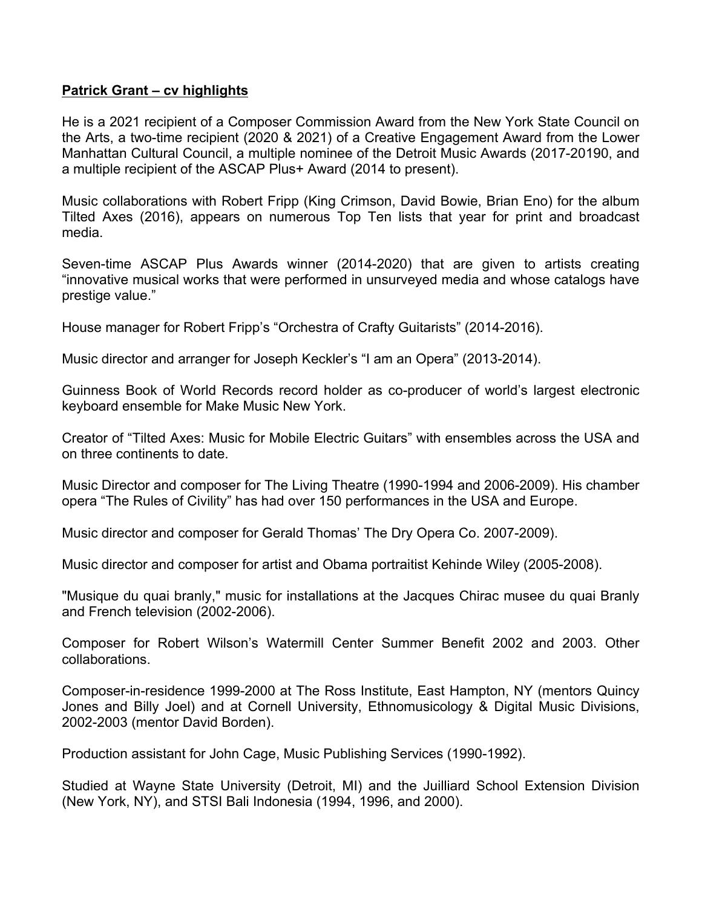**Patrick Grant – cv highlights**

He is a 2021 recipient of a Composer Commission Award from the New York State Council on the Arts, a two-time recipient (2020 & 2021) of a Creative Engagement Award from the Lower Manhattan Cultural Council, a multiple nominee of the Detroit Music Awards (2017-20190, and a multiple recipient of the ASCAP Plus+ Award (2014 to present).

Music collaborations with Robert Fripp (King Crimson, David Bowie, Brian Eno) for the album Tilted Axes (2016), appears on numerous Top Ten lists that year for print and broadcast media.

Seven-time ASCAP Plus Awards winner (2014-2020) that are given to artists creating "innovative musical works that were performed in unsurveyed media and whose catalogs have prestige value."

House manager for Robert Fripp's "Orchestra of Crafty Guitarists" (2014-2016).

Music director and arranger for Joseph Keckler's "I am an Opera" (2013-2014).

Guinness Book of World Records record holder as co-producer of world's largest electronic keyboard ensemble for Make Music New York.

Creator of "Tilted Axes: Music for Mobile Electric Guitars" with ensembles across the USA and on three continents to date.

Music Director and composer for The Living Theatre (1990-1994 and 2006-2009). His chamber opera "The Rules of Civility" has had over 150 performances in the USA and Europe.

Music director and composer for Gerald Thomas' The Dry Opera Co. 2007-2009).

Music director and composer for artist and Obama portraitist Kehinde Wiley (2005-2008).

"Musique du quai branly," music for installations at the Jacques Chirac musee du quai Branly and French television (2002-2006).

Composer for Robert Wilson's Watermill Center Summer Benefit 2002 and 2003. Other collaborations.

Composer-in-residence 1999-2000 at The Ross Institute, East Hampton, NY (mentors Quincy Jones and Billy Joel) and at Cornell University, Ethnomusicology & Digital Music Divisions, 2002-2003 (mentor David Borden).

Production assistant for John Cage, Music Publishing Services (1990-1992).

Studied at Wayne State University (Detroit, MI) and the Juilliard School Extension Division (New York, NY), and STSI Bali Indonesia (1994, 1996, and 2000).